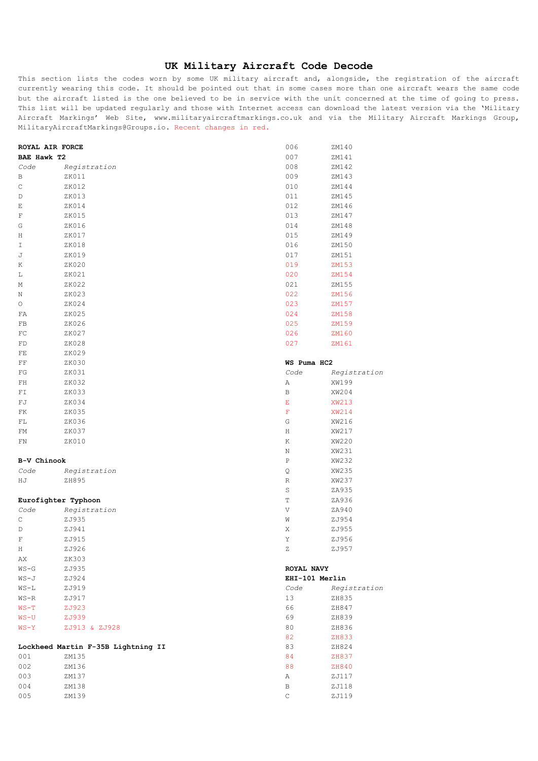# UK Military Aircraft Code Decode

This section lists the codes worn by some UK military aircraft and, alongside, the registration of the aircraft currently wearing this code. It should be pointed out that in some cases more than one aircraft wears the same code but the aircraft listed is the one believed to be in service with the unit concerned at the time of going to press. This list will be updated regularly and those with Internet access can download the latest version via the 'Military Aircraft Markings' Web Site, www.militaryaircraftmarkings.co.uk and via the Military Aircraft Markings Group, MilitaryAircraftMarkings@Groups.io. Recent changes in red.

## ROYAL AIR FORCE

### BAE Hawk T2

| *Code* | *Registration* |
|---|---|
| B | ZK011 |
| C | ZK012 |
| D | ZK013 |
| E | ZK014 |
| F | ZK015 |
| G | ZK016 |
| H | ZK017 |
| I | ZK018 |
| J | ZK019 |
| K | ZK020 |
| L | ZK021 |
| M | ZK022 |
| N | ZK023 |
| O | ZK024 |
| FA | ZK025 |
| FB | ZK026 |
| FC | ZK027 |
| FD | ZK028 |
| FE | ZK029 |
| FF | ZK030 |
| FG | ZK031 |
| FH | ZK032 |
| FI | ZK033 |
| FJ | ZK034 |
| FK | ZK035 |
| FL | ZK036 |
| FM | ZK037 |
| FN | ZK010 |

### B-V Chinook

| *Code* | *Registration* |
|---|---|
| HJ | ZH895 |

### Eurofighter Typhoon

| *Code* | *Registration* |
|---|---|
| C | ZJ935 |
| D | ZJ941 |
| F | ZJ915 |
| H | ZJ926 |
| AX | ZK303 |
| WS-G | ZJ935 |
| WS-J | ZJ924 |
| WS-L | ZJ919 |
| WS-R | ZJ917 |
| WS-T | ZJ923 |
| WS-U | ZJ939 |
| WS-Y | ZJ913 & ZJ928 |

### Lockheed Martin F-35B Lightning II

| Code | Registration |
|---|---|
| 001 | ZM135 |
| 002 | ZM136 |
| 003 | ZM137 |
| 004 | ZM138 |
| 005 | ZM139 |
| 006 | ZM140 |
| 007 | ZM141 |
| 008 | ZM142 |
| 009 | ZM143 |
| 010 | ZM144 |
| 011 | ZM145 |
| 012 | ZM146 |
| 013 | ZM147 |
| 014 | ZM148 |
| 015 | ZM149 |
| 016 | ZM150 |
| 017 | ZM151 |
| 019 | ZM153 |
| 020 | ZM154 |
| 021 | ZM155 |
| 022 | ZM156 |
| 023 | ZM157 |
| 024 | ZM158 |
| 025 | ZM159 |
| 026 | ZM160 |
| 027 | ZM161 |

### WS Puma HC2

| *Code* | *Registration* |
|---|---|
| A | XW199 |
| B | XW204 |
| E | XW213 |
| F | XW214 |
| G | XW216 |
| H | XW217 |
| K | XW220 |
| N | XW231 |
| P | XW232 |
| Q | XW235 |
| R | XW237 |
| S | ZA935 |
| T | ZA936 |
| V | ZA940 |
| W | ZJ954 |
| X | ZJ955 |
| Y | ZJ956 |
| Z | ZJ957 |

## ROYAL NAVY

### EHI-101 Merlin

| *Code* | *Registration* |
|---|---|
| 13 | ZH835 |
| 66 | ZH847 |
| 69 | ZH839 |
| 80 | ZH836 |
| 82 | ZH833 |
| 83 | ZH824 |
| 84 | ZH837 |
| 88 | ZH840 |
| A | ZJ117 |
| B | ZJ118 |
| C | ZJ119 |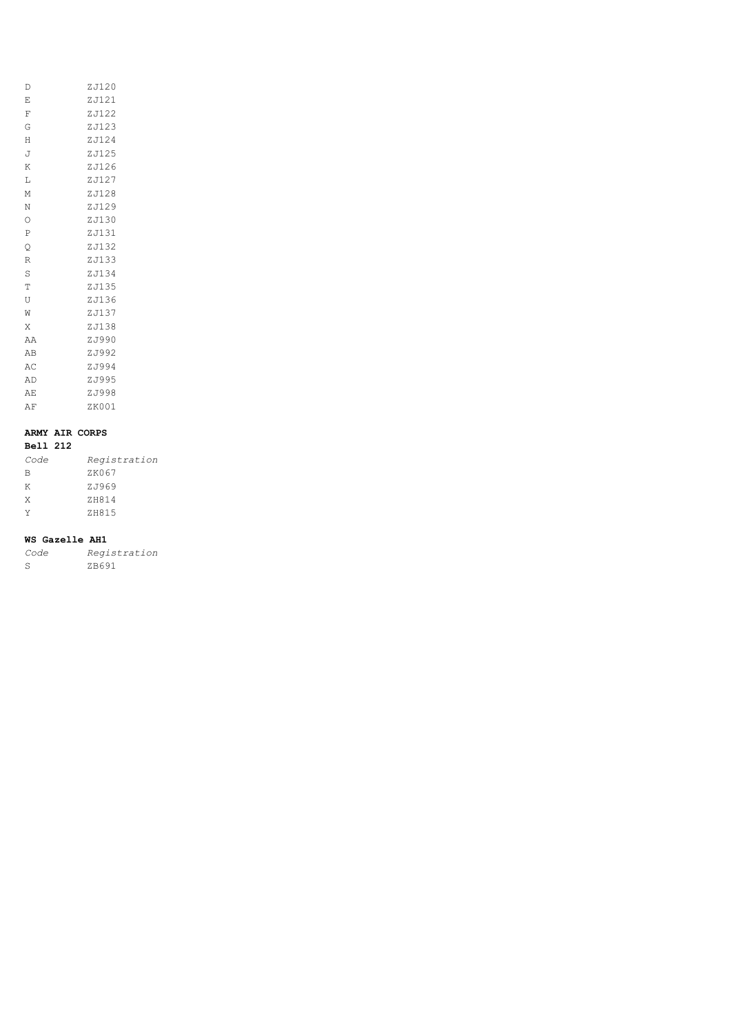| | |
|---|---|
| D | ZJ120 |
| E | ZJ121 |
| F | ZJ122 |
| G | ZJ123 |
| H | ZJ124 |
| J | ZJ125 |
| K | ZJ126 |
| L | ZJ127 |
| M | ZJ128 |
| N | ZJ129 |
| O | ZJ130 |
| P | ZJ131 |
| Q | ZJ132 |
| R | ZJ133 |
| S | ZJ134 |
| T | ZJ135 |
| U | ZJ136 |
| W | ZJ137 |
| X | ZJ138 |
| AA | ZJ990 |
| AB | ZJ992 |
| AC | ZJ994 |
| AD | ZJ995 |
| AE | ZJ998 |
| AF | ZK001 |

**ARMY AIR CORPS**

**Bell 212**

| *Code* | *Registration* |
|---|---|
| B | ZK067 |
| K | ZJ969 |
| X | ZH814 |
| Y | ZH815 |

**WS Gazelle AH1**

| *Code* | *Registration* |
|---|---|
| S | ZB691 |